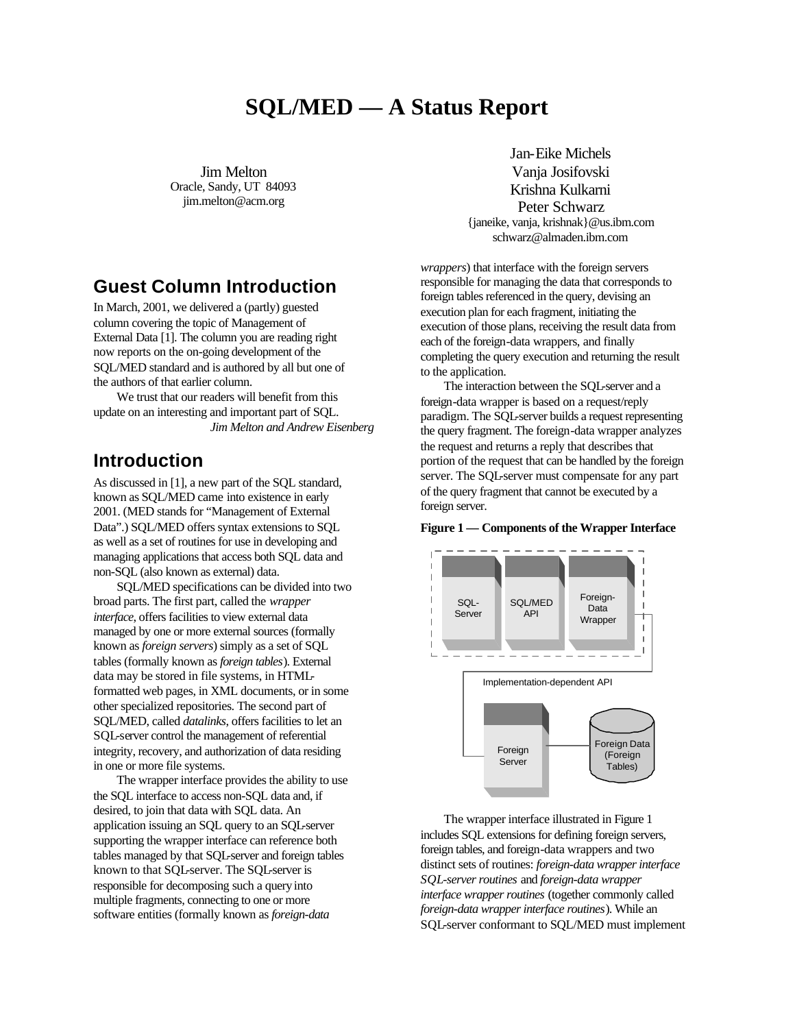# SQL/MED — A Status Report

Jim Melton
Oracle, Sandy, UT 84093
jim.melton@acm.org

Jan-Eike Michels
Vanja Josifovski
Krishna Kulkarni
Peter Schwarz
{janeike, vanja, krishnak}@us.ibm.com
schwarz@almaden.ibm.com

## Guest Column Introduction

In March, 2001, we delivered a (partly) guested column covering the topic of Management of External Data [1]. The column you are reading right now reports on the on-going development of the SQL/MED standard and is authored by all but one of the authors of that earlier column.

We trust that our readers will benefit from this update on an interesting and important part of SQL.

*Jim Melton and Andrew Eisenberg*

## Introduction

As discussed in [1], a new part of the SQL standard, known as SQL/MED came into existence in early 2001. (MED stands for "Management of External Data".) SQL/MED offers syntax extensions to SQL as well as a set of routines for use in developing and managing applications that access both SQL data and non-SQL (also known as external) data.

SQL/MED specifications can be divided into two broad parts. The first part, called the *wrapper interface*, offers facilities to view external data managed by one or more external sources (formally known as *foreign servers*) simply as a set of SQL tables (formally known as *foreign tables*). External data may be stored in file systems, in HTML-formatted web pages, in XML documents, or in some other specialized repositories. The second part of SQL/MED, called *datalinks*, offers facilities to let an SQL-server control the management of referential integrity, recovery, and authorization of data residing in one or more file systems.

The wrapper interface provides the ability to use the SQL interface to access non-SQL data and, if desired, to join that data with SQL data. An application issuing an SQL query to an SQL-server supporting the wrapper interface can reference both tables managed by that SQL-server and foreign tables known to that SQL-server. The SQL-server is responsible for decomposing such a query into multiple fragments, connecting to one or more software entities (formally known as *foreign-data wrappers*) that interface with the foreign servers responsible for managing the data that corresponds to foreign tables referenced in the query, devising an execution plan for each fragment, initiating the execution of those plans, receiving the result data from each of the foreign-data wrappers, and finally completing the query execution and returning the result to the application.

The interaction between the SQL-server and a foreign-data wrapper is based on a request/reply paradigm. The SQL-server builds a request representing the query fragment. The foreign-data wrapper analyzes the request and returns a reply that describes that portion of the request that can be handled by the foreign server. The SQL-server must compensate for any part of the query fragment that cannot be executed by a foreign server.

**Figure 1 — Components of the Wrapper Interface**

SQL-Server
SQL/MED API
Foreign-Data Wrapper
Implementation-dependent API
Foreign Server
Foreign Data (Foreign Tables)

The wrapper interface illustrated in Figure 1 includes SQL extensions for defining foreign servers, foreign tables, and foreign-data wrappers and two distinct sets of routines: *foreign-data wrapper interface SQL-server routines* and *foreign-data wrapper interface wrapper routines* (together commonly called *foreign-data wrapper interface routines*). While an SQL-server conformant to SQL/MED must implement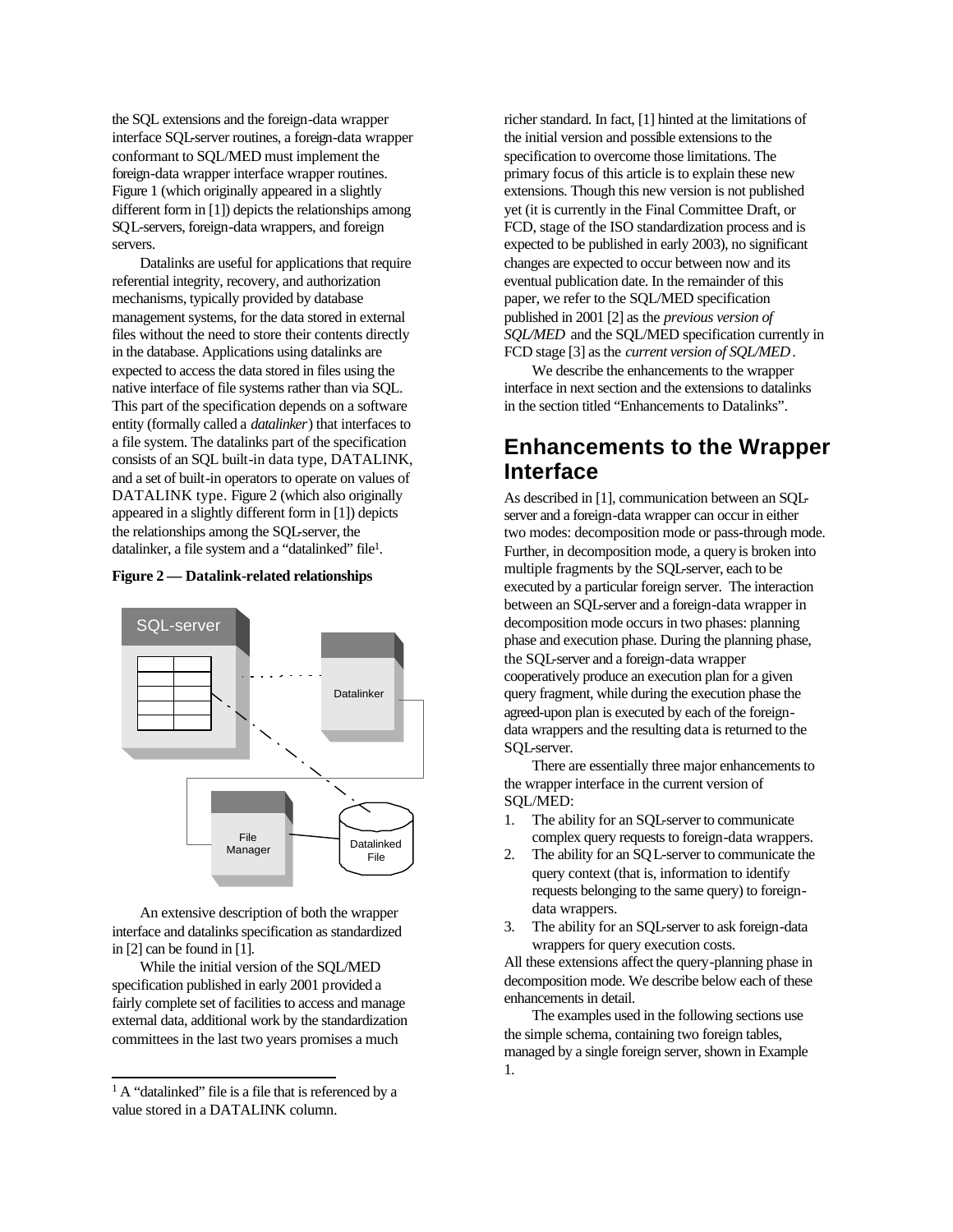the SQL extensions and the foreign-data wrapper interface SQL-server routines, a foreign-data wrapper conformant to SQL/MED must implement the foreign-data wrapper interface wrapper routines. Figure 1 (which originally appeared in a slightly different form in [1]) depicts the relationships among SQL-servers, foreign-data wrappers, and foreign servers.

Datalinks are useful for applications that require referential integrity, recovery, and authorization mechanisms, typically provided by database management systems, for the data stored in external files without the need to store their contents directly in the database. Applications using datalinks are expected to access the data stored in files using the native interface of file systems rather than via SQL. This part of the specification depends on a software entity (formally called a *datalinker*) that interfaces to a file system. The datalinks part of the specification consists of an SQL built-in data type, DATALINK, and a set of built-in operators to operate on values of DATALINK type. Figure 2 (which also originally appeared in a slightly different form in [1]) depicts the relationships among the SQL-server, the datalinker, a file system and a "datalinked" file[1].

**Figure 2 — Datalink-related relationships**

An extensive description of both the wrapper interface and datalinks specification as standardized in [2] can be found in [1].

While the initial version of the SQL/MED specification published in early 2001 provided a fairly complete set of facilities to access and manage external data, additional work by the standardization committees in the last two years promises a much richer standard. In fact, [1] hinted at the limitations of the initial version and possible extensions to the specification to overcome those limitations. The primary focus of this article is to explain these new extensions. Though this new version is not published yet (it is currently in the Final Committee Draft, or FCD, stage of the ISO standardization process and is expected to be published in early 2003), no significant changes are expected to occur between now and its eventual publication date. In the remainder of this paper, we refer to the SQL/MED specification published in 2001 [2] as the *previous version of SQL/MED* and the SQL/MED specification currently in FCD stage [3] as the *current version of SQL/MED*.

We describe the enhancements to the wrapper interface in next section and the extensions to datalinks in the section titled "Enhancements to Datalinks".

## Enhancements to the Wrapper Interface

As described in [1], communication between an SQL-server and a foreign-data wrapper can occur in either two modes: decomposition mode or pass-through mode. Further, in decomposition mode, a query is broken into multiple fragments by the SQL-server, each to be executed by a particular foreign server. The interaction between an SQL-server and a foreign-data wrapper in decomposition mode occurs in two phases: planning phase and execution phase. During the planning phase, the SQL-server and a foreign-data wrapper cooperatively produce an execution plan for a given query fragment, while during the execution phase the agreed-upon plan is executed by each of the foreign-data wrappers and the resulting data is returned to the SQL-server.

There are essentially three major enhancements to the wrapper interface in the current version of SQL/MED:

1. The ability for an SQL-server to communicate complex query requests to foreign-data wrappers.
2. The ability for an SQL-server to communicate the query context (that is, information to identify requests belonging to the same query) to foreign-data wrappers.
3. The ability for an SQL-server to ask foreign-data wrappers for query execution costs.

All these extensions affect the query-planning phase in decomposition mode. We describe below each of these enhancements in detail.

The examples used in the following sections use the simple schema, containing two foreign tables, managed by a single foreign server, shown in Example 1.

---

[1] A "datalinked" file is a file that is referenced by a value stored in a DATALINK column.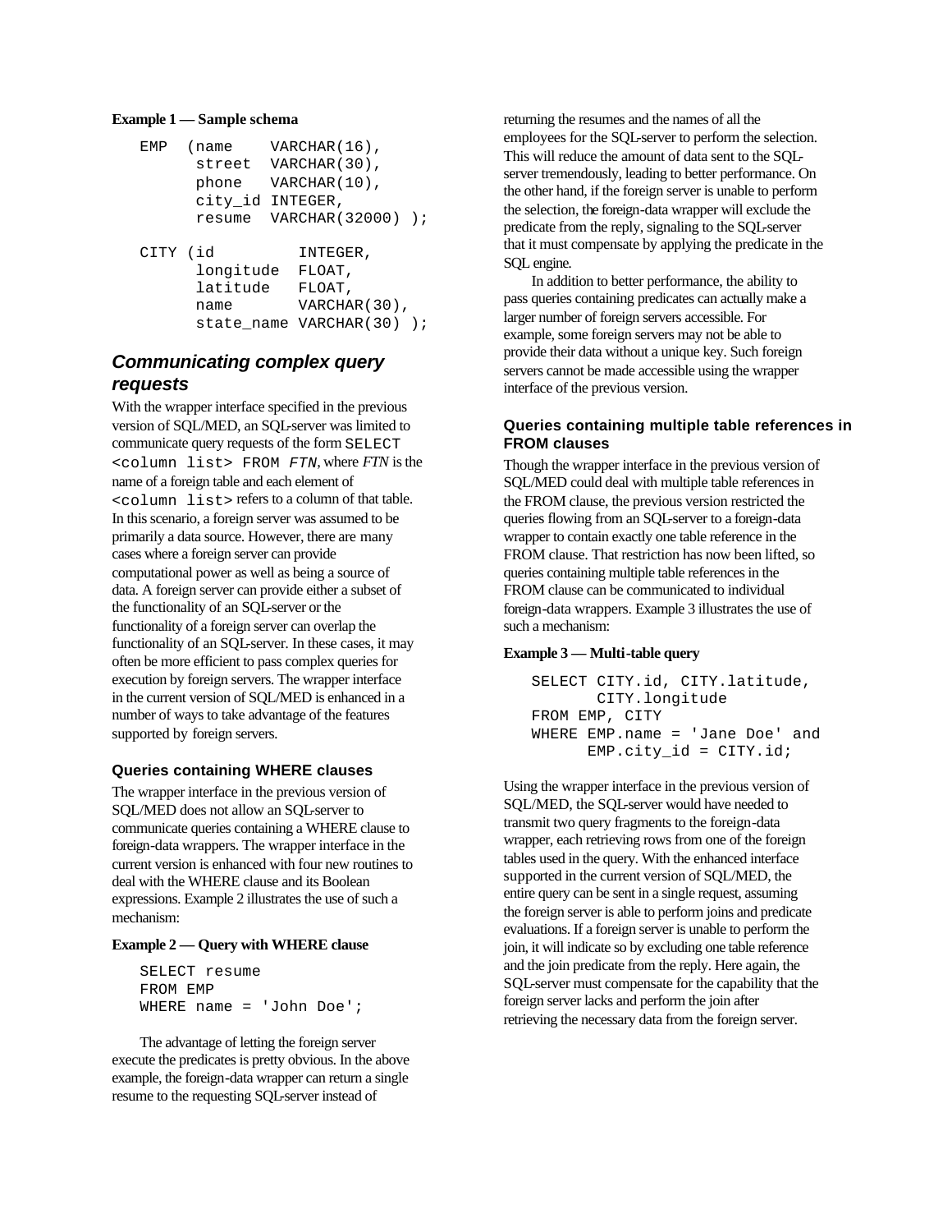**Example 1 — Sample schema**

```
EMP  (name    VARCHAR(16),
      street  VARCHAR(30),
      phone   VARCHAR(10),
      city_id INTEGER,
      resume  VARCHAR(32000) );

CITY (id         INTEGER,
      longitude  FLOAT,
      latitude   FLOAT,
      name       VARCHAR(30),
      state_name VARCHAR(30) );
```

## Communicating complex query requests

With the wrapper interface specified in the previous version of SQL/MED, an SQL-server was limited to communicate query requests of the form `SELECT <column list> FROM FTN`, where *FTN* is the name of a foreign table and each element of `<column list>` refers to a column of that table. In this scenario, a foreign server was assumed to be primarily a data source. However, there are many cases where a foreign server can provide computational power as well as being a source of data. A foreign server can provide either a subset of the functionality of an SQL-server or the functionality of a foreign server can overlap the functionality of an SQL-server. In these cases, it may often be more efficient to pass complex queries for execution by foreign servers. The wrapper interface in the current version of SQL/MED is enhanced in a number of ways to take advantage of the features supported by foreign servers.

### Queries containing WHERE clauses

The wrapper interface in the previous version of SQL/MED does not allow an SQL-server to communicate queries containing a WHERE clause to foreign-data wrappers. The wrapper interface in the current version is enhanced with four new routines to deal with the WHERE clause and its Boolean expressions. Example 2 illustrates the use of such a mechanism:

**Example 2 — Query with WHERE clause**

```
SELECT resume
FROM EMP
WHERE name = 'John Doe';
```

The advantage of letting the foreign server execute the predicates is pretty obvious. In the above example, the foreign-data wrapper can return a single resume to the requesting SQL-server instead of returning the resumes and the names of all the employees for the SQL-server to perform the selection. This will reduce the amount of data sent to the SQL-server tremendously, leading to better performance. On the other hand, if the foreign server is unable to perform the selection, the foreign-data wrapper will exclude the predicate from the reply, signaling to the SQL-server that it must compensate by applying the predicate in the SQL engine.

In addition to better performance, the ability to pass queries containing predicates can actually make a larger number of foreign servers accessible. For example, some foreign servers may not be able to provide their data without a unique key. Such foreign servers cannot be made accessible using the wrapper interface of the previous version.

### Queries containing multiple table references in FROM clauses

Though the wrapper interface in the previous version of SQL/MED could deal with multiple table references in the FROM clause, the previous version restricted the queries flowing from an SQL-server to a foreign-data wrapper to contain exactly one table reference in the FROM clause. That restriction has now been lifted, so queries containing multiple table references in the FROM clause can be communicated to individual foreign-data wrappers. Example 3 illustrates the use of such a mechanism:

**Example 3 — Multi-table query**

```
SELECT CITY.id, CITY.latitude,
       CITY.longitude
FROM EMP, CITY
WHERE EMP.name = 'Jane Doe' and
      EMP.city_id = CITY.id;
```

Using the wrapper interface in the previous version of SQL/MED, the SQL-server would have needed to transmit two query fragments to the foreign-data wrapper, each retrieving rows from one of the foreign tables used in the query. With the enhanced interface supported in the current version of SQL/MED, the entire query can be sent in a single request, assuming the foreign server is able to perform joins and predicate evaluations. If a foreign server is unable to perform the join, it will indicate so by excluding one table reference and the join predicate from the reply. Here again, the SQL-server must compensate for the capability that the foreign server lacks and perform the join after retrieving the necessary data from the foreign server.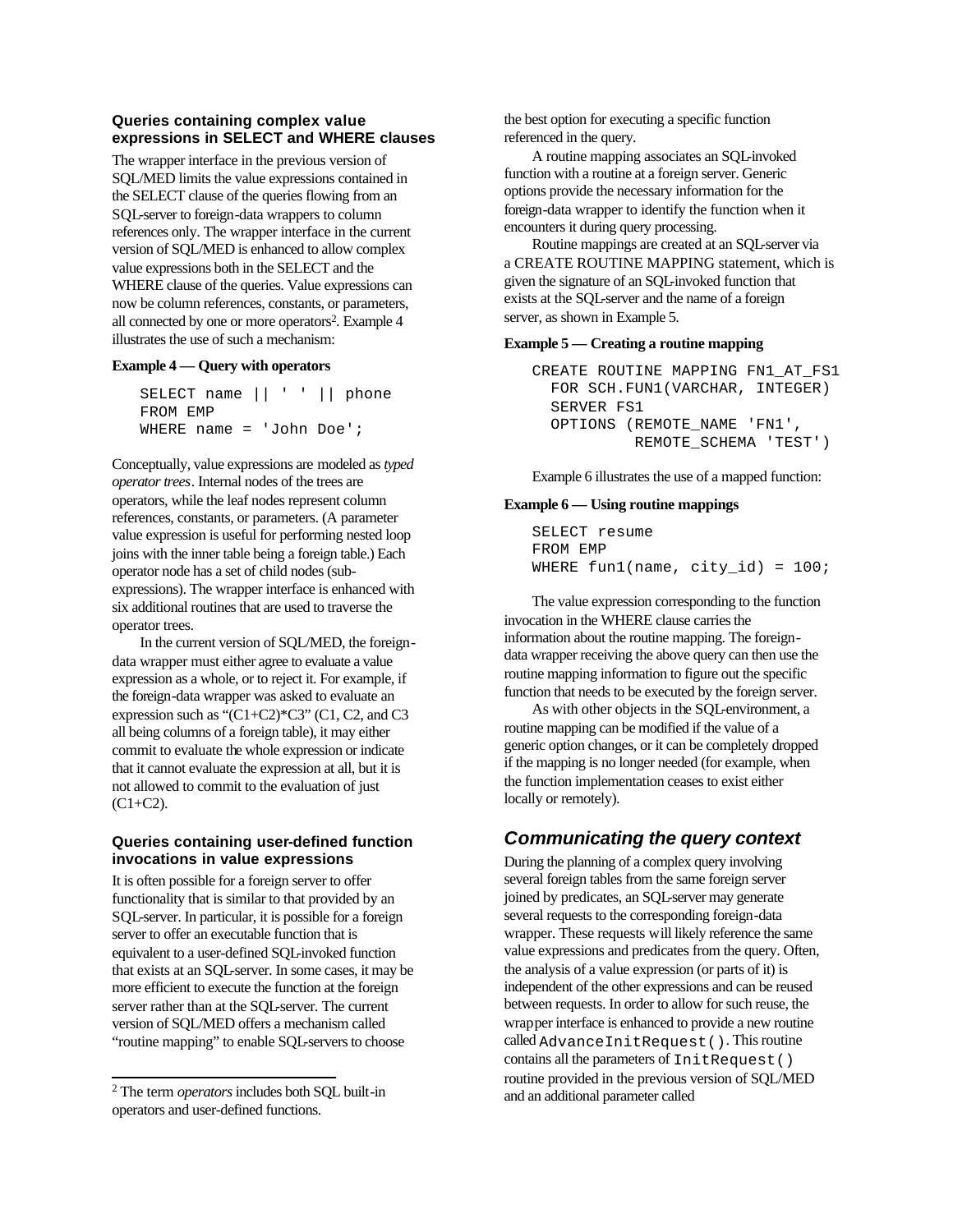### Queries containing complex value expressions in SELECT and WHERE clauses

The wrapper interface in the previous version of SQL/MED limits the value expressions contained in the SELECT clause of the queries flowing from an SQL-server to foreign-data wrappers to column references only. The wrapper interface in the current version of SQL/MED is enhanced to allow complex value expressions both in the SELECT and the WHERE clause of the queries. Value expressions can now be column references, constants, or parameters, all connected by one or more operators[2]. Example 4 illustrates the use of such a mechanism:

**Example 4 — Query with operators**

```
SELECT name || ' ' || phone
FROM EMP
WHERE name = 'John Doe';
```

Conceptually, value expressions are modeled as *typed operator trees*. Internal nodes of the trees are operators, while the leaf nodes represent column references, constants, or parameters. (A parameter value expression is useful for performing nested loop joins with the inner table being a foreign table.) Each operator node has a set of child nodes (sub-expressions). The wrapper interface is enhanced with six additional routines that are used to traverse the operator trees.

In the current version of SQL/MED, the foreign-data wrapper must either agree to evaluate a value expression as a whole, or to reject it. For example, if the foreign-data wrapper was asked to evaluate an expression such as "(C1+C2)*C3" (C1, C2, and C3 all being columns of a foreign table), it may either commit to evaluate the whole expression or indicate that it cannot evaluate the expression at all, but it is not allowed to commit to the evaluation of just (C1+C2).

### Queries containing user-defined function invocations in value expressions

It is often possible for a foreign server to offer functionality that is similar to that provided by an SQL-server. In particular, it is possible for a foreign server to offer an executable function that is equivalent to a user-defined SQL-invoked function that exists at an SQL-server. In some cases, it may be more efficient to execute the function at the foreign server rather than at the SQL-server. The current version of SQL/MED offers a mechanism called "routine mapping" to enable SQL-servers to choose the best option for executing a specific function referenced in the query.

A routine mapping associates an SQL-invoked function with a routine at a foreign server. Generic options provide the necessary information for the foreign-data wrapper to identify the function when it encounters it during query processing.

Routine mappings are created at an SQL-server via a CREATE ROUTINE MAPPING statement, which is given the signature of an SQL-invoked function that exists at the SQL-server and the name of a foreign server, as shown in Example 5.

**Example 5 — Creating a routine mapping**

```
CREATE ROUTINE MAPPING FN1_AT_FS1
  FOR SCH.FUN1(VARCHAR, INTEGER)
  SERVER FS1
  OPTIONS (REMOTE_NAME 'FN1',
           REMOTE_SCHEMA 'TEST')
```

Example 6 illustrates the use of a mapped function:

**Example 6 — Using routine mappings**

```
SELECT resume
FROM EMP
WHERE fun1(name, city_id) = 100;
```

The value expression corresponding to the function invocation in the WHERE clause carries the information about the routine mapping. The foreign-data wrapper receiving the above query can then use the routine mapping information to figure out the specific function that needs to be executed by the foreign server.

As with other objects in the SQL-environment, a routine mapping can be modified if the value of a generic option changes, or it can be completely dropped if the mapping is no longer needed (for example, when the function implementation ceases to exist either locally or remotely).

## *Communicating the query context*

During the planning of a complex query involving several foreign tables from the same foreign server joined by predicates, an SQL-server may generate several requests to the corresponding foreign-data wrapper. These requests will likely reference the same value expressions and predicates from the query. Often, the analysis of a value expression (or parts of it) is independent of the other expressions and can be reused between requests. In order to allow for such reuse, the wrapper interface is enhanced to provide a new routine called `AdvanceInitRequest()`. This routine contains all the parameters of `InitRequest()` routine provided in the previous version of SQL/MED and an additional parameter called

[2] The term *operators* includes both SQL built-in operators and user-defined functions.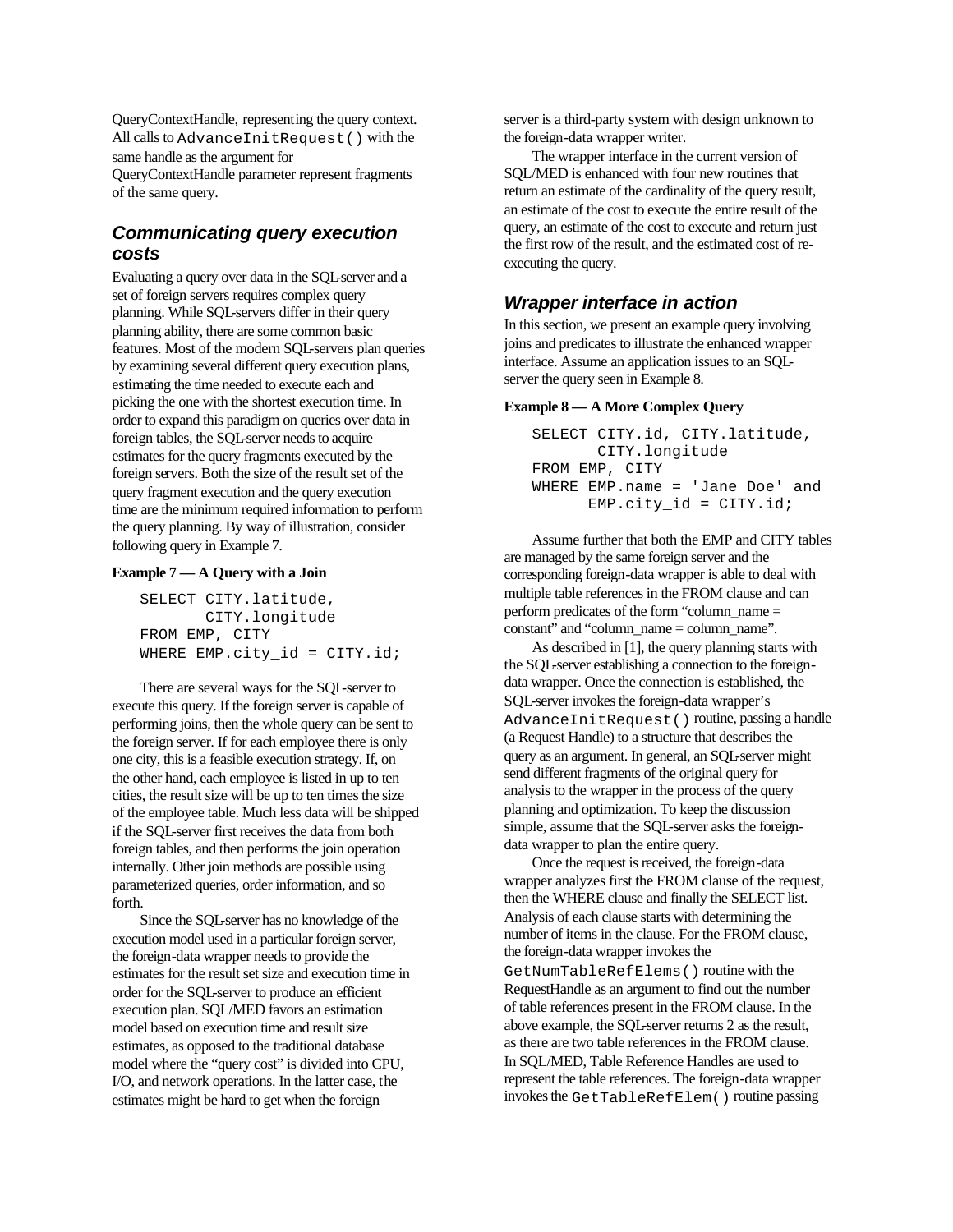QueryContextHandle, representing the query context. All calls to `AdvanceInitRequest()` with the same handle as the argument for QueryContextHandle parameter represent fragments of the same query.

## Communicating query execution costs

Evaluating a query over data in the SQL-server and a set of foreign servers requires complex query planning. While SQL-servers differ in their query planning ability, there are some common basic features. Most of the modern SQL-servers plan queries by examining several different query execution plans, estimating the time needed to execute each and picking the one with the shortest execution time. In order to expand this paradigm on queries over data in foreign tables, the SQL-server needs to acquire estimates for the query fragments executed by the foreign servers. Both the size of the result set of the query fragment execution and the query execution time are the minimum required information to perform the query planning. By way of illustration, consider following query in Example 7.

**Example 7 — A Query with a Join**

```
SELECT CITY.latitude,
       CITY.longitude
FROM EMP, CITY
WHERE EMP.city_id = CITY.id;
```

There are several ways for the SQL-server to execute this query. If the foreign server is capable of performing joins, then the whole query can be sent to the foreign server. If for each employee there is only one city, this is a feasible execution strategy. If, on the other hand, each employee is listed in up to ten cities, the result size will be up to ten times the size of the employee table. Much less data will be shipped if the SQL-server first receives the data from both foreign tables, and then performs the join operation internally. Other join methods are possible using parameterized queries, order information, and so forth.

Since the SQL-server has no knowledge of the execution model used in a particular foreign server, the foreign-data wrapper needs to provide the estimates for the result set size and execution time in order for the SQL-server to produce an efficient execution plan. SQL/MED favors an estimation model based on execution time and result size estimates, as opposed to the traditional database model where the "query cost" is divided into CPU, I/O, and network operations. In the latter case, the estimates might be hard to get when the foreign server is a third-party system with design unknown to the foreign-data wrapper writer.

The wrapper interface in the current version of SQL/MED is enhanced with four new routines that return an estimate of the cardinality of the query result, an estimate of the cost to execute the entire result of the query, an estimate of the cost to execute and return just the first row of the result, and the estimated cost of re-executing the query.

## Wrapper interface in action

In this section, we present an example query involving joins and predicates to illustrate the enhanced wrapper interface. Assume an application issues to an SQL-server the query seen in Example 8.

**Example 8 — A More Complex Query**

```
SELECT CITY.id, CITY.latitude,
       CITY.longitude
FROM EMP, CITY
WHERE EMP.name = 'Jane Doe' and
      EMP.city_id = CITY.id;
```

Assume further that both the EMP and CITY tables are managed by the same foreign server and the corresponding foreign-data wrapper is able to deal with multiple table references in the FROM clause and can perform predicates of the form "column_name = constant" and "column_name = column_name".

As described in [1], the query planning starts with the SQL-server establishing a connection to the foreign-data wrapper. Once the connection is established, the SQL-server invokes the foreign-data wrapper's `AdvanceInitRequest()` routine, passing a handle (a Request Handle) to a structure that describes the query as an argument. In general, an SQL-server might send different fragments of the original query for analysis to the wrapper in the process of the query planning and optimization. To keep the discussion simple, assume that the SQL-server asks the foreign-data wrapper to plan the entire query.

Once the request is received, the foreign-data wrapper analyzes first the FROM clause of the request, then the WHERE clause and finally the SELECT list. Analysis of each clause starts with determining the number of items in the clause. For the FROM clause, the foreign-data wrapper invokes the `GetNumTableRefElems()` routine with the RequestHandle as an argument to find out the number of table references present in the FROM clause. In the above example, the SQL-server returns 2 as the result, as there are two table references in the FROM clause. In SQL/MED, Table Reference Handles are used to represent the table references. The foreign-data wrapper invokes the `GetTableRefElem()` routine passing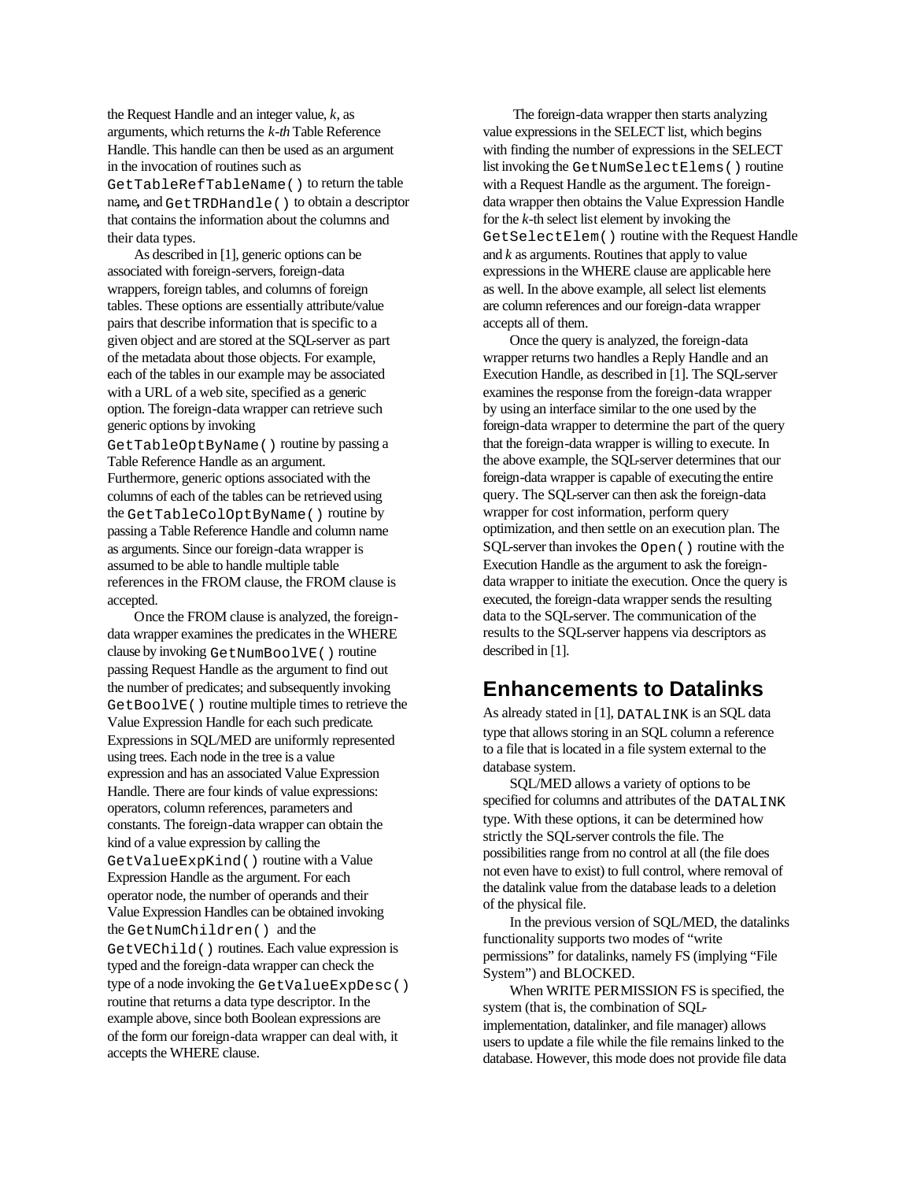the Request Handle and an integer value, *k*, as arguments, which returns the *k-th* Table Reference Handle. This handle can then be used as an argument in the invocation of routines such as `GetTableRefTableName()` to return the table name, and `GetTRDHandle()` to obtain a descriptor that contains the information about the columns and their data types.

As described in [1], generic options can be associated with foreign-servers, foreign-data wrappers, foreign tables, and columns of foreign tables. These options are essentially attribute/value pairs that describe information that is specific to a given object and are stored at the SQL-server as part of the metadata about those objects. For example, each of the tables in our example may be associated with a URL of a web site, specified as a generic option. The foreign-data wrapper can retrieve such generic options by invoking `GetTableOptByName()` routine by passing a Table Reference Handle as an argument. Furthermore, generic options associated with the columns of each of the tables can be retrieved using the `GetTableColOptByName()` routine by passing a Table Reference Handle and column name as arguments. Since our foreign-data wrapper is assumed to be able to handle multiple table references in the FROM clause, the FROM clause is accepted.

Once the FROM clause is analyzed, the foreign-data wrapper examines the predicates in the WHERE clause by invoking `GetNumBoolVE()` routine passing Request Handle as the argument to find out the number of predicates; and subsequently invoking `GetBoolVE()` routine multiple times to retrieve the Value Expression Handle for each such predicate. Expressions in SQL/MED are uniformly represented using trees. Each node in the tree is a value expression and has an associated Value Expression Handle. There are four kinds of value expressions: operators, column references, parameters and constants. The foreign-data wrapper can obtain the kind of a value expression by calling the `GetValueExpKind()` routine with a Value Expression Handle as the argument. For each operator node, the number of operands and their Value Expression Handles can be obtained invoking the `GetNumChildren()` and the `GetVEChild()` routines. Each value expression is typed and the foreign-data wrapper can check the type of a node invoking the `GetValueExpDesc()` routine that returns a data type descriptor. In the example above, since both Boolean expressions are of the form our foreign-data wrapper can deal with, it accepts the WHERE clause.

The foreign-data wrapper then starts analyzing value expressions in the SELECT list, which begins with finding the number of expressions in the SELECT list invoking the `GetNumSelectElems()` routine with a Request Handle as the argument. The foreign-data wrapper then obtains the Value Expression Handle for the *k*-th select list element by invoking the `GetSelectElem()` routine with the Request Handle and *k* as arguments. Routines that apply to value expressions in the WHERE clause are applicable here as well. In the above example, all select list elements are column references and our foreign-data wrapper accepts all of them.

Once the query is analyzed, the foreign-data wrapper returns two handles a Reply Handle and an Execution Handle, as described in [1]. The SQL-server examines the response from the foreign-data wrapper by using an interface similar to the one used by the foreign-data wrapper to determine the part of the query that the foreign-data wrapper is willing to execute. In the above example, the SQL-server determines that our foreign-data wrapper is capable of executing the entire query. The SQL-server can then ask the foreign-data wrapper for cost information, perform query optimization, and then settle on an execution plan. The SQL-server than invokes the `Open()` routine with the Execution Handle as the argument to ask the foreign-data wrapper to initiate the execution. Once the query is executed, the foreign-data wrapper sends the resulting data to the SQL-server. The communication of the results to the SQL-server happens via descriptors as described in [1].

## Enhancements to Datalinks

As already stated in [1], `DATALINK` is an SQL data type that allows storing in an SQL column a reference to a file that is located in a file system external to the database system.

SQL/MED allows a variety of options to be specified for columns and attributes of the `DATALINK` type. With these options, it can be determined how strictly the SQL-server controls the file. The possibilities range from no control at all (the file does not even have to exist) to full control, where removal of the datalink value from the database leads to a deletion of the physical file.

In the previous version of SQL/MED, the datalinks functionality supports two modes of "write permissions" for datalinks, namely FS (implying "File System") and BLOCKED.

When WRITE PERMISSION FS is specified, the system (that is, the combination of SQL-implementation, datalinker, and file manager) allows users to update a file while the file remains linked to the database. However, this mode does not provide file data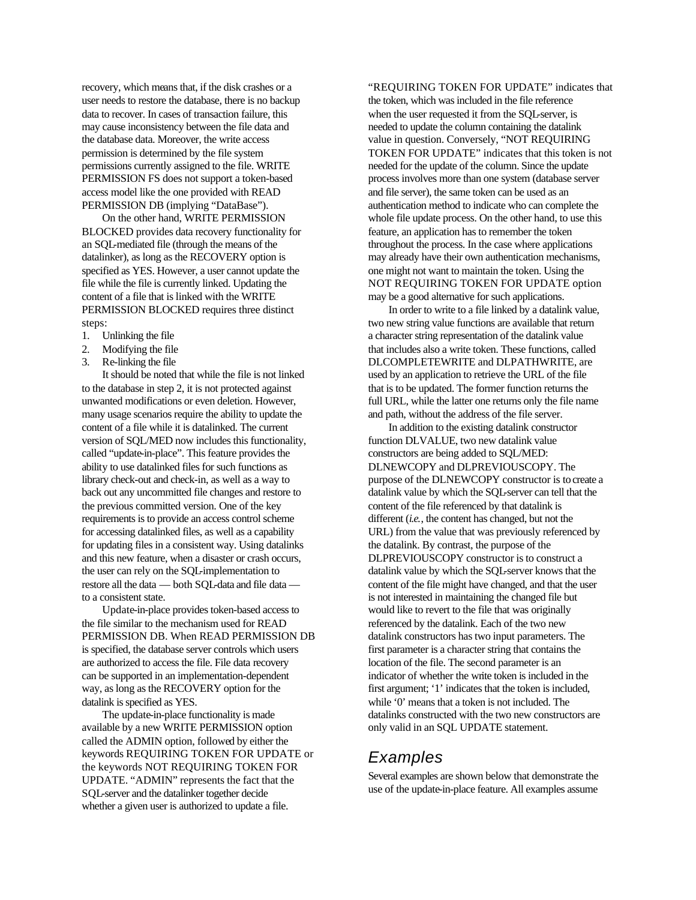recovery, which means that, if the disk crashes or a user needs to restore the database, there is no backup data to recover. In cases of transaction failure, this may cause inconsistency between the file data and the database data. Moreover, the write access permission is determined by the file system permissions currently assigned to the file. WRITE PERMISSION FS does not support a token-based access model like the one provided with READ PERMISSION DB (implying "DataBase").

On the other hand, WRITE PERMISSION BLOCKED provides data recovery functionality for an SQL-mediated file (through the means of the datalinker), as long as the RECOVERY option is specified as YES. However, a user cannot update the file while the file is currently linked. Updating the content of a file that is linked with the WRITE PERMISSION BLOCKED requires three distinct steps:

1. Unlinking the file
2. Modifying the file
3. Re-linking the file

It should be noted that while the file is not linked to the database in step 2, it is not protected against unwanted modifications or even deletion. However, many usage scenarios require the ability to update the content of a file while it is datalinked. The current version of SQL/MED now includes this functionality, called "update-in-place". This feature provides the ability to use datalinked files for such functions as library check-out and check-in, as well as a way to back out any uncommitted file changes and restore to the previous committed version. One of the key requirements is to provide an access control scheme for accessing datalinked files, as well as a capability for updating files in a consistent way. Using datalinks and this new feature, when a disaster or crash occurs, the user can rely on the SQL-implementation to restore all the data — both SQL-data and file data — to a consistent state.

Update-in-place provides token-based access to the file similar to the mechanism used for READ PERMISSION DB. When READ PERMISSION DB is specified, the database server controls which users are authorized to access the file. File data recovery can be supported in an implementation-dependent way, as long as the RECOVERY option for the datalink is specified as YES.

The update-in-place functionality is made available by a new WRITE PERMISSION option called the ADMIN option, followed by either the keywords REQUIRING TOKEN FOR UPDATE or the keywords NOT REQUIRING TOKEN FOR UPDATE. "ADMIN" represents the fact that the SQL-server and the datalinker together decide whether a given user is authorized to update a file. "REQUIRING TOKEN FOR UPDATE" indicates that the token, which was included in the file reference when the user requested it from the SQL-server, is needed to update the column containing the datalink value in question. Conversely, "NOT REQUIRING TOKEN FOR UPDATE" indicates that this token is not needed for the update of the column. Since the update process involves more than one system (database server and file server), the same token can be used as an authentication method to indicate who can complete the whole file update process. On the other hand, to use this feature, an application has to remember the token throughout the process. In the case where applications may already have their own authentication mechanisms, one might not want to maintain the token. Using the NOT REQUIRING TOKEN FOR UPDATE option may be a good alternative for such applications.

In order to write to a file linked by a datalink value, two new string value functions are available that return a character string representation of the datalink value that includes also a write token. These functions, called DLCOMPLETEWRITE and DLPATHWRITE, are used by an application to retrieve the URL of the file that is to be updated. The former function returns the full URL, while the latter one returns only the file name and path, without the address of the file server.

In addition to the existing datalink constructor function DLVALUE, two new datalink value constructors are being added to SQL/MED: DLNEWCOPY and DLPREVIOUSCOPY. The purpose of the DLNEWCOPY constructor is to create a datalink value by which the SQL-server can tell that the content of the file referenced by that datalink is different (*i.e.*, the content has changed, but not the URL) from the value that was previously referenced by the datalink. By contrast, the purpose of the DLPREVIOUSCOPY constructor is to construct a datalink value by which the SQL-server knows that the content of the file might have changed, and that the user is not interested in maintaining the changed file but would like to revert to the file that was originally referenced by the datalink. Each of the two new datalink constructors has two input parameters. The first parameter is a character string that contains the location of the file. The second parameter is an indicator of whether the write token is included in the first argument; '1' indicates that the token is included, while '0' means that a token is not included. The datalinks constructed with the two new constructors are only valid in an SQL UPDATE statement.

## Examples

Several examples are shown below that demonstrate the use of the update-in-place feature. All examples assume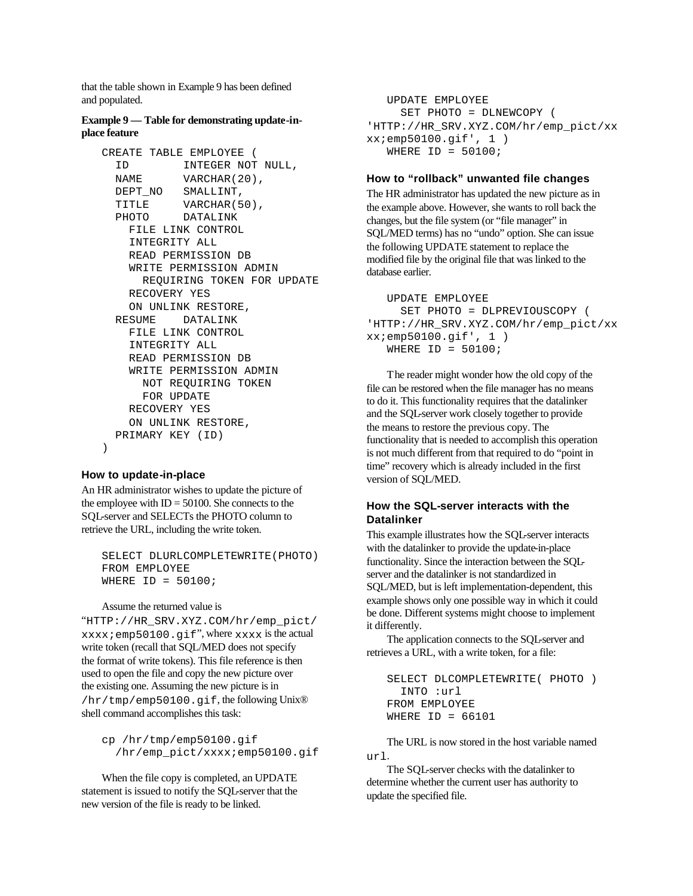that the table shown in Example 9 has been defined and populated.

**Example 9 — Table for demonstrating update-in-place feature**

```
CREATE TABLE EMPLOYEE (
  ID        INTEGER NOT NULL,
  NAME      VARCHAR(20),
  DEPT_NO   SMALLINT,
  TITLE     VARCHAR(50),
  PHOTO     DATALINK
    FILE LINK CONTROL
    INTEGRITY ALL
    READ PERMISSION DB
    WRITE PERMISSION ADMIN
      REQUIRING TOKEN FOR UPDATE
    RECOVERY YES
    ON UNLINK RESTORE,
  RESUME    DATALINK
    FILE LINK CONTROL
    INTEGRITY ALL
    READ PERMISSION DB
    WRITE PERMISSION ADMIN
      NOT REQUIRING TOKEN
      FOR UPDATE
    RECOVERY YES
    ON UNLINK RESTORE,
  PRIMARY KEY (ID)
)
```

### How to update-in-place

An HR administrator wishes to update the picture of the employee with ID = 50100. She connects to the SQL-server and SELECTs the PHOTO column to retrieve the URL, including the write token.

```
SELECT DLURLCOMPLETEWRITE(PHOTO)
FROM EMPLOYEE
WHERE ID = 50100;
```

Assume the returned value is "`HTTP://HR_SRV.XYZ.COM/hr/emp_pict/xxxx;emp50100.gif`", where `xxxx` is the actual write token (recall that SQL/MED does not specify the format of write tokens). This file reference is then used to open the file and copy the new picture over the existing one. Assuming the new picture is in `/hr/tmp/emp50100.gif`, the following Unix® shell command accomplishes this task:

```
cp /hr/tmp/emp50100.gif
  /hr/emp_pict/xxxx;emp50100.gif
```

When the file copy is completed, an UPDATE statement is issued to notify the SQL-server that the new version of the file is ready to be linked.

```
UPDATE EMPLOYEE
  SET PHOTO = DLNEWCOPY (
'HTTP://HR_SRV.XYZ.COM/hr/emp_pict/xxxx;emp50100.gif', 1 )
  WHERE ID = 50100;
```

### How to "rollback" unwanted file changes

The HR administrator has updated the new picture as in the example above. However, she wants to roll back the changes, but the file system (or "file manager" in SQL/MED terms) has no "undo" option. She can issue the following UPDATE statement to replace the modified file by the original file that was linked to the database earlier.

```
UPDATE EMPLOYEE
  SET PHOTO = DLPREVIOUSCOPY (
'HTTP://HR_SRV.XYZ.COM/hr/emp_pict/xxxx;emp50100.gif', 1 )
  WHERE ID = 50100;
```

The reader might wonder how the old copy of the file can be restored when the file manager has no means to do it. This functionality requires that the datalinker and the SQL-server work closely together to provide the means to restore the previous copy. The functionality that is needed to accomplish this operation is not much different from that required to do "point in time" recovery which is already included in the first version of SQL/MED.

### How the SQL-server interacts with the Datalinker

This example illustrates how the SQL-server interacts with the datalinker to provide the update-in-place functionality. Since the interaction between the SQL-server and the datalinker is not standardized in SQL/MED, but is left implementation-dependent, this example shows only one possible way in which it could be done. Different systems might choose to implement it differently.

The application connects to the SQL-server and retrieves a URL, with a write token, for a file:

```
SELECT DLCOMPLETEWRITE( PHOTO )
  INTO :url
FROM EMPLOYEE
WHERE ID = 66101
```

The URL is now stored in the host variable named `url`.

The SQL-server checks with the datalinker to determine whether the current user has authority to update the specified file.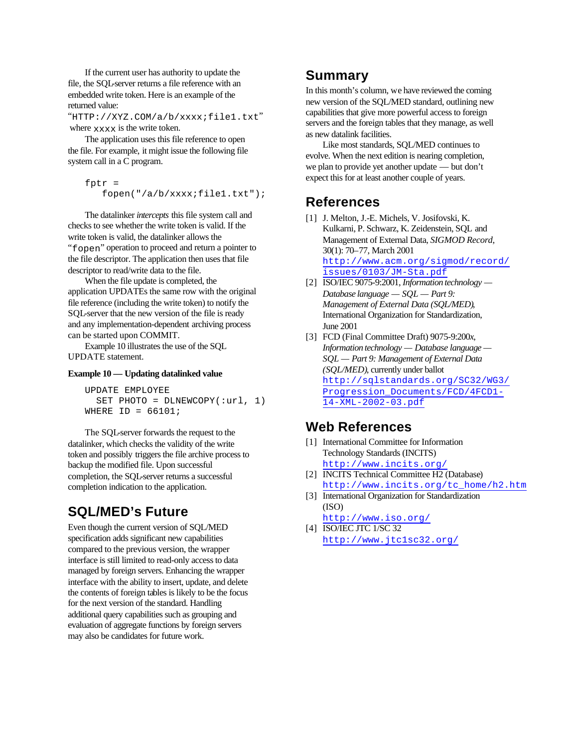If the current user has authority to update the file, the SQL-server returns a file reference with an embedded write token. Here is an example of the returned value:

"`HTTP://XYZ.COM/a/b/xxxx;file1.txt`"

where `xxxx` is the write token.

The application uses this file reference to open the file. For example, it might issue the following file system call in a C program.

```
fptr =
   fopen("/a/b/xxxx;file1.txt");
```

The datalinker *intercepts* this file system call and checks to see whether the write token is valid. If the write token is valid, the datalinker allows the "`fopen`" operation to proceed and return a pointer to the file descriptor. The application then uses that file descriptor to read/write data to the file.

When the file update is completed, the application UPDATEs the same row with the original file reference (including the write token) to notify the SQL-server that the new version of the file is ready and any implementation-dependent archiving process can be started upon COMMIT.

Example 10 illustrates the use of the SQL UPDATE statement.

**Example 10 — Updating datalinked value**

```
UPDATE EMPLOYEE
  SET PHOTO = DLNEWCOPY(:url, 1)
WHERE ID = 66101;
```

The SQL-server forwards the request to the datalinker, which checks the validity of the write token and possibly triggers the file archive process to backup the modified file. Upon successful completion, the SQL-server returns a successful completion indication to the application.

## SQL/MED's Future

Even though the current version of SQL/MED specification adds significant new capabilities compared to the previous version, the wrapper interface is still limited to read-only access to data managed by foreign servers. Enhancing the wrapper interface with the ability to insert, update, and delete the contents of foreign tables is likely to be the focus for the next version of the standard. Handling additional query capabilities such as grouping and evaluation of aggregate functions by foreign servers may also be candidates for future work.

## Summary

In this month's column, we have reviewed the coming new version of the SQL/MED standard, outlining new capabilities that give more powerful access to foreign servers and the foreign tables that they manage, as well as new datalink facilities.

Like most standards, SQL/MED continues to evolve. When the next edition is nearing completion, we plan to provide yet another update — but don't expect this for at least another couple of years.

## References

[1] J. Melton, J.-E. Michels, V. Josifovski, K. Kulkarni, P. Schwarz, K. Zeidenstein, SQL and Management of External Data, *SIGMOD Record*, 30(1): 70–77, March 2001
`http://www.acm.org/sigmod/record/issues/0103/JM-Sta.pdf`

[2] ISO/IEC 9075-9:2001, *Information technology — Database language — SQL — Part 9: Management of External Data (SQL/MED)*, International Organization for Standardization, June 2001

[3] FCD (Final Committee Draft) 9075-9:200*x*, *Information technology — Database language — SQL — Part 9: Management of External Data (SQL/MED)*, currently under ballot
`http://sqlstandards.org/SC32/WG3/Progression_Documents/FCD/4FCD1-14-XML-2002-03.pdf`

## Web References

[1] International Committee for Information Technology Standards (INCITS)
`http://www.incits.org/`

[2] INCITS Technical Committee H2 (Database)
`http://www.incits.org/tc_home/h2.htm`

[3] International Organization for Standardization (ISO)
`http://www.iso.org/`

[4] ISO/IEC JTC 1/SC 32
`http://www.jtc1sc32.org/`